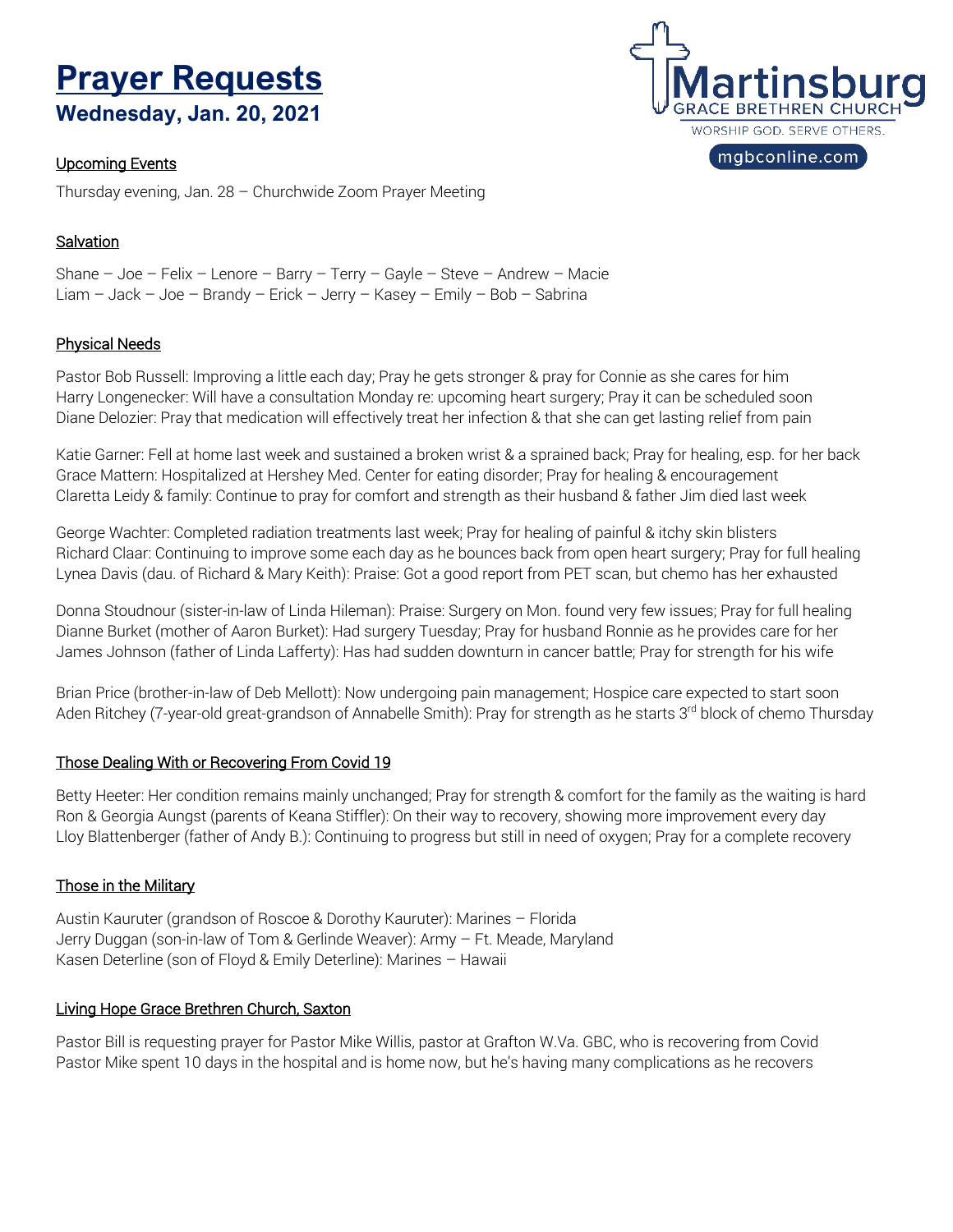# Prayer Requests

## Wednesday, Jan. 20, 2021

Martinsburg GRACE BRETHREN CHURCH
WORSHIP GOD. SERVE OTHERS.
mgbconline.com

### Upcoming Events

Thursday evening, Jan. 28 – Churchwide Zoom Prayer Meeting

### Salvation

Shane – Joe – Felix – Lenore – Barry – Terry – Gayle – Steve – Andrew – Macie
Liam – Jack – Joe – Brandy – Erick – Jerry – Kasey – Emily – Bob – Sabrina

### Physical Needs

Pastor Bob Russell: Improving a little each day; Pray he gets stronger & pray for Connie as she cares for him
Harry Longenecker: Will have a consultation Monday re: upcoming heart surgery; Pray it can be scheduled soon
Diane Delozier: Pray that medication will effectively treat her infection & that she can get lasting relief from pain

Katie Garner: Fell at home last week and sustained a broken wrist & a sprained back; Pray for healing, esp. for her back
Grace Mattern: Hospitalized at Hershey Med. Center for eating disorder; Pray for healing & encouragement
Claretta Leidy & family: Continue to pray for comfort and strength as their husband & father Jim died last week

George Wachter: Completed radiation treatments last week; Pray for healing of painful & itchy skin blisters
Richard Claar: Continuing to improve some each day as he bounces back from open heart surgery; Pray for full healing
Lynea Davis (dau. of Richard & Mary Keith): Praise: Got a good report from PET scan, but chemo has her exhausted

Donna Stoudnour (sister-in-law of Linda Hileman): Praise: Surgery on Mon. found very few issues; Pray for full healing
Dianne Burket (mother of Aaron Burket): Had surgery Tuesday; Pray for husband Ronnie as he provides care for her
James Johnson (father of Linda Lafferty): Has had sudden downturn in cancer battle; Pray for strength for his wife

Brian Price (brother-in-law of Deb Mellott): Now undergoing pain management; Hospice care expected to start soon
Aden Ritchey (7-year-old great-grandson of Annabelle Smith): Pray for strength as he starts 3rd block of chemo Thursday

### Those Dealing With or Recovering From Covid 19

Betty Heeter: Her condition remains mainly unchanged; Pray for strength & comfort for the family as the waiting is hard
Ron & Georgia Aungst (parents of Keana Stiffler): On their way to recovery, showing more improvement every day
Lloy Blattenberger (father of Andy B.): Continuing to progress but still in need of oxygen; Pray for a complete recovery

### Those in the Military

Austin Kauruter (grandson of Roscoe & Dorothy Kauruter): Marines – Florida
Jerry Duggan (son-in-law of Tom & Gerlinde Weaver): Army – Ft. Meade, Maryland
Kasen Deterline (son of Floyd & Emily Deterline): Marines – Hawaii

### Living Hope Grace Brethren Church, Saxton

Pastor Bill is requesting prayer for Pastor Mike Willis, pastor at Grafton W.Va. GBC, who is recovering from Covid
Pastor Mike spent 10 days in the hospital and is home now, but he's having many complications as he recovers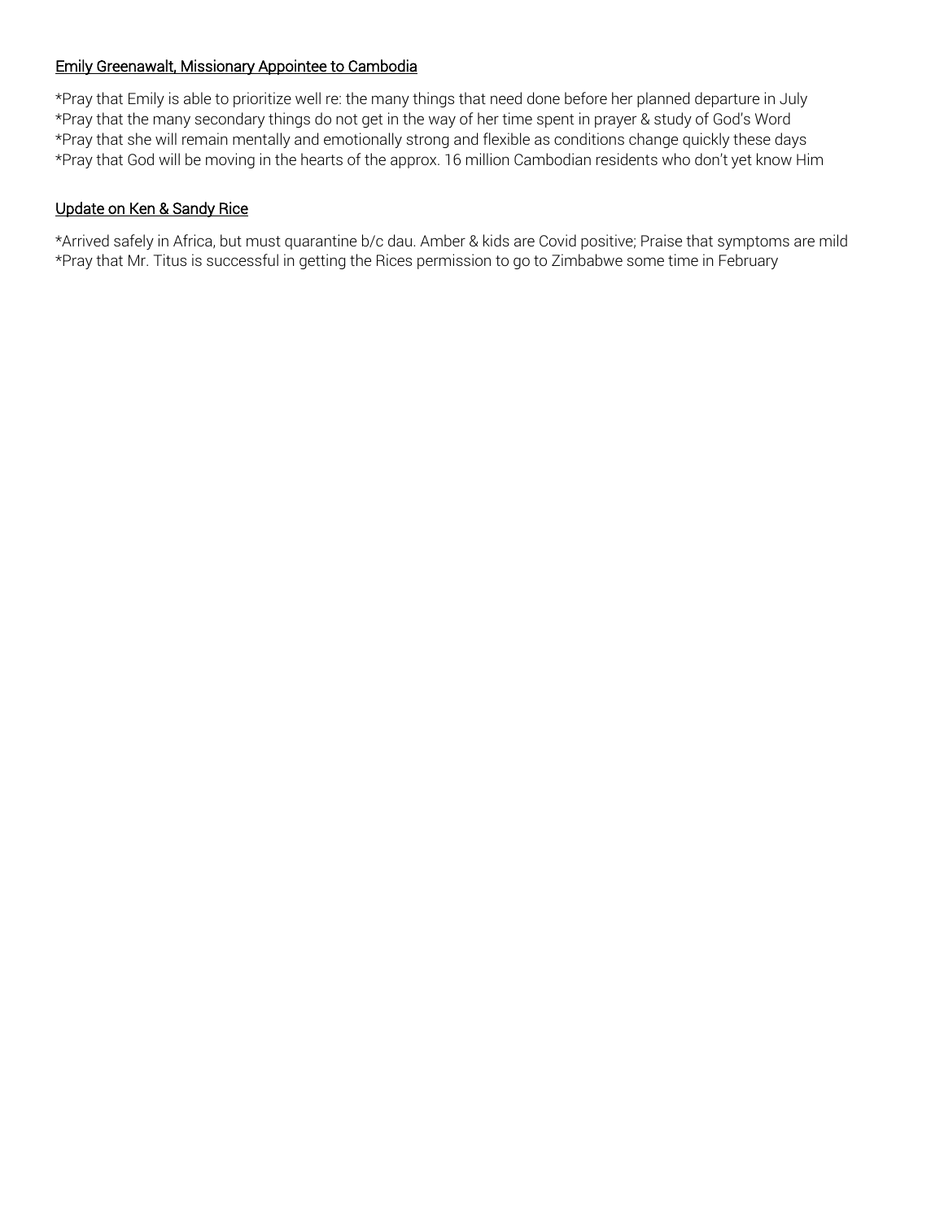<u>Emily Greenawalt, Missionary Appointee to Cambodia</u>

*Pray that Emily is able to prioritize well re: the many things that need done before her planned departure in July
*Pray that the many secondary things do not get in the way of her time spent in prayer & study of God's Word
*Pray that she will remain mentally and emotionally strong and flexible as conditions change quickly these days
*Pray that God will be moving in the hearts of the approx. 16 million Cambodian residents who don't yet know Him

<u>Update on Ken & Sandy Rice</u>

*Arrived safely in Africa, but must quarantine b/c dau. Amber & kids are Covid positive; Praise that symptoms are mild
*Pray that Mr. Titus is successful in getting the Rices permission to go to Zimbabwe some time in February